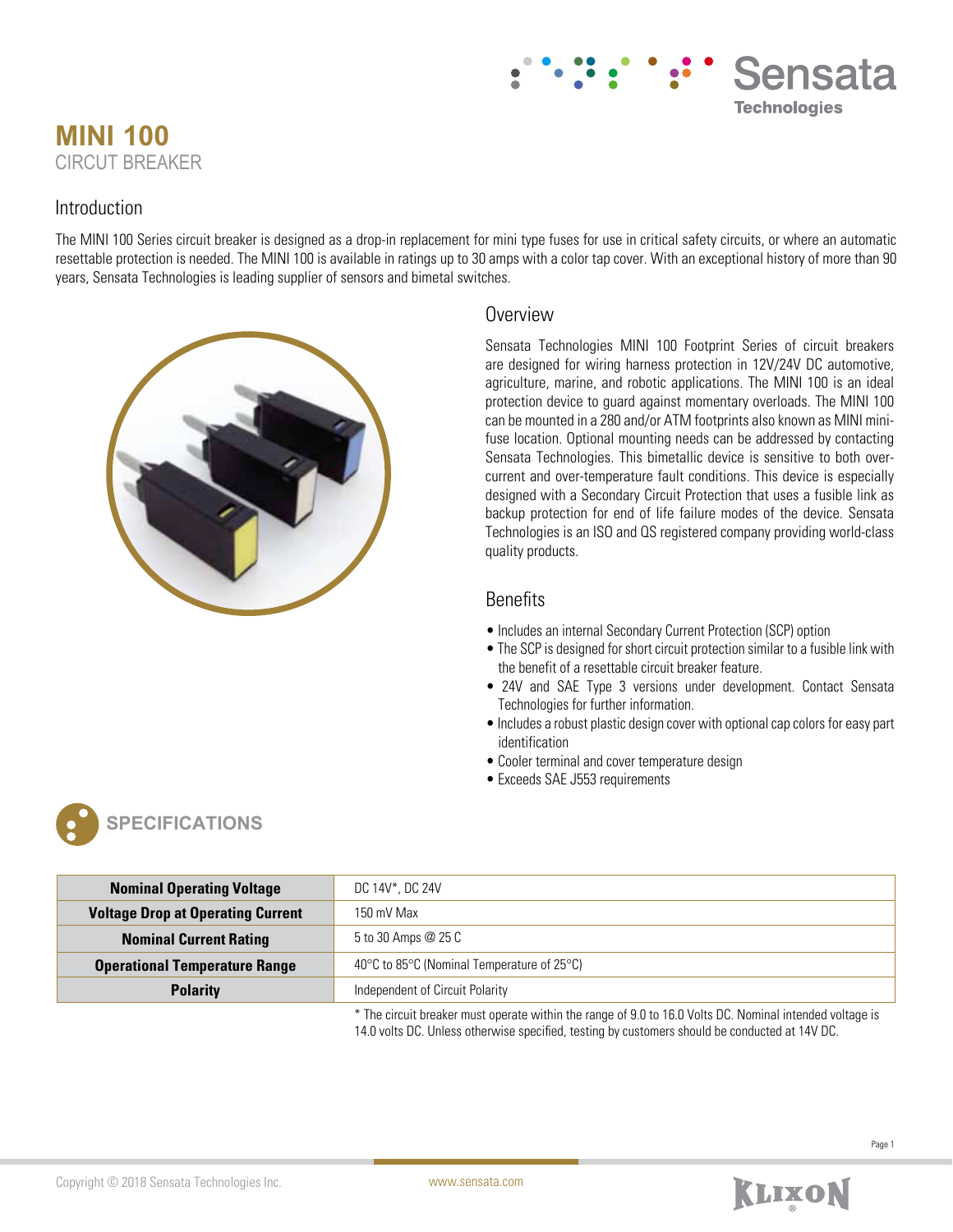# MINI 100

CIRCUIT BREAKER

## Introduction

The MINI 100 Series circuit breaker is designed as a drop-in replacement for mini type fuses for use in critical safety circuits, or where an automatic resettable protection is needed. The MINI 100 is available in ratings up to 30 amps with a color tap cover. With an exceptional history of more than 90 years, Sensata Technologies is leading supplier of sensors and bimetal switches.

## Overview

Sensata Technologies MINI 100 Footprint Series of circuit breakers are designed for wiring harness protection in 12V/24V DC automotive, agriculture, marine, and robotic applications. The MINI 100 is an ideal protection device to guard against momentary overloads. The MINI 100 can be mounted in a 280 and/or ATM footprints also known as MINI mini-fuse location. Optional mounting needs can be addressed by contacting Sensata Technologies. This bimetallic device is sensitive to both over-current and over-temperature fault conditions. This device is especially designed with a Secondary Circuit Protection that uses a fusible link as backup protection for end of life failure modes of the device. Sensata Technologies is an ISO and QS registered company providing world-class quality products.

## Benefits

- Includes an internal Secondary Current Protection (SCP) option
- The SCP is designed for short circuit protection similar to a fusible link with the benefit of a resettable circuit breaker feature.
- 24V and SAE Type 3 versions under development. Contact Sensata Technologies for further information.
- Includes a robust plastic design cover with optional cap colors for easy part identification
- Cooler terminal and cover temperature design
- Exceeds SAE J553 requirements

## SPECIFICATIONS

| | |
|---|---|
| **Nominal Operating Voltage** | DC 14V*, DC 24V |
| **Voltage Drop at Operating Current** | 150 mV Max |
| **Nominal Current Rating** | 5 to 30 Amps @ 25 C |
| **Operational Temperature Range** | 40°C to 85°C (Nominal Temperature of 25°C) |
| **Polarity** | Independent of Circuit Polarity |

* The circuit breaker must operate within the range of 9.0 to 16.0 Volts DC. Nominal intended voltage is 14.0 volts DC. Unless otherwise specified, testing by customers should be conducted at 14V DC.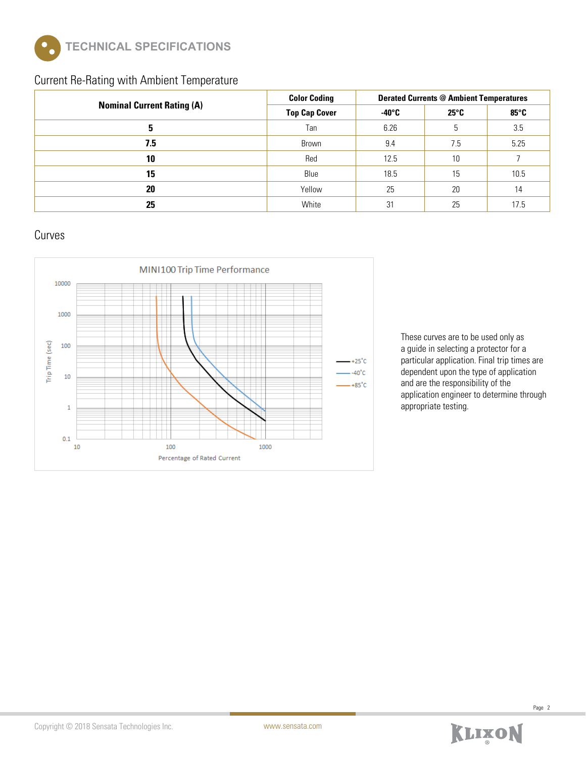# TECHNICAL SPECIFICATIONS

## Current Re-Rating with Ambient Temperature

| Nominal Current Rating (A) | Color Coding | Derated Currents @ Ambient Temperatures | | |
|---|---|---|---|---|
| | Top Cap Cover | -40°C | 25°C | 85°C |
| **5** | Tan | 6.26 | 5 | 3.5 |
| **7.5** | Brown | 9.4 | 7.5 | 5.25 |
| **10** | Red | 12.5 | 10 | 7 |
| **15** | Blue | 18.5 | 15 | 10.5 |
| **20** | Yellow | 25 | 20 | 14 |
| **25** | White | 31 | 25 | 17.5 |

## Curves

MINI100 Trip Time Performance

These curves are to be used only as a guide in selecting a protector for a particular application. Final trip times are dependent upon the type of application and are the responsibility of the application engineer to determine through appropriate testing.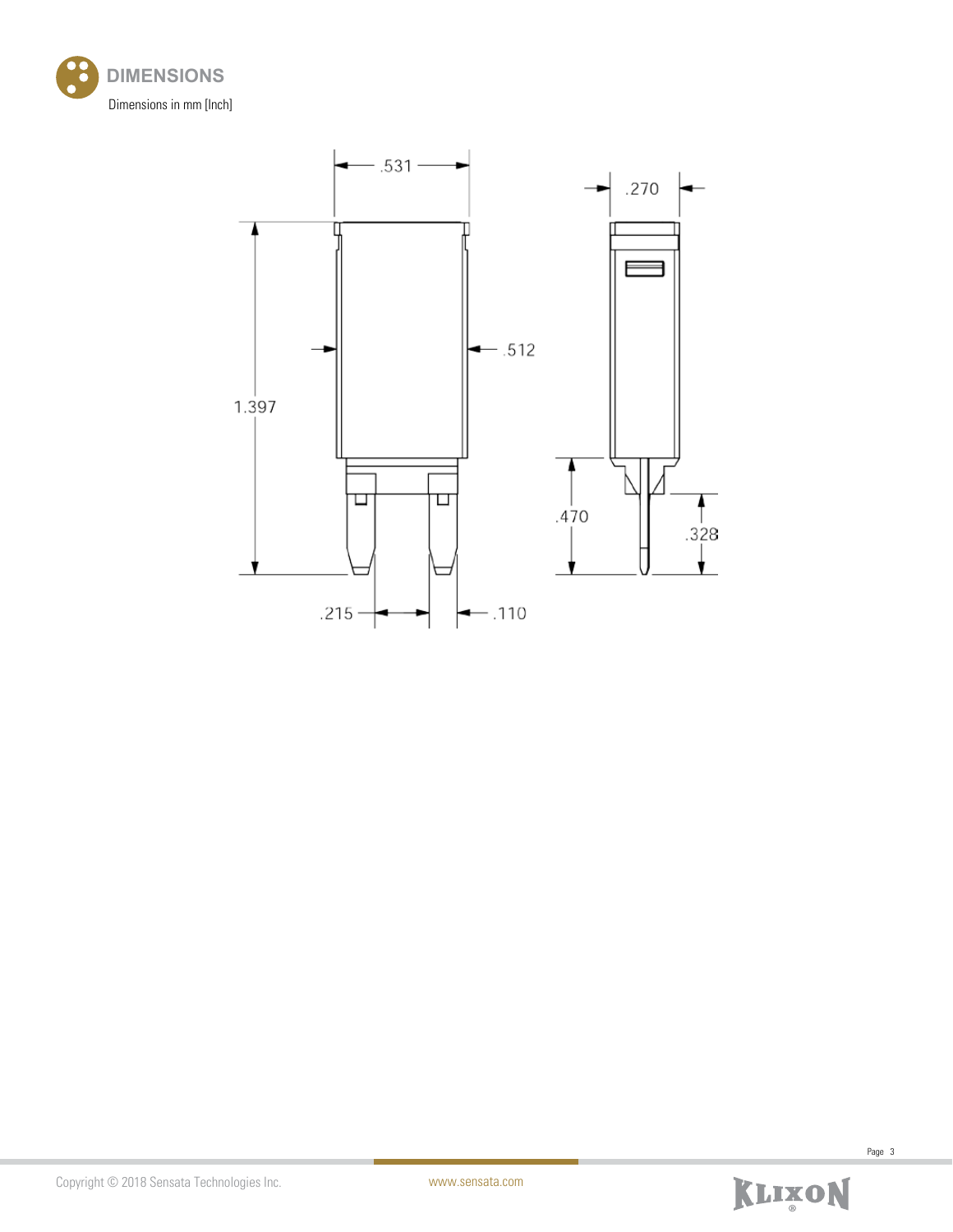## DIMENSIONS

Dimensions in mm [Inch]

.531

.270

.512

1.397

.470

.328

.215

.110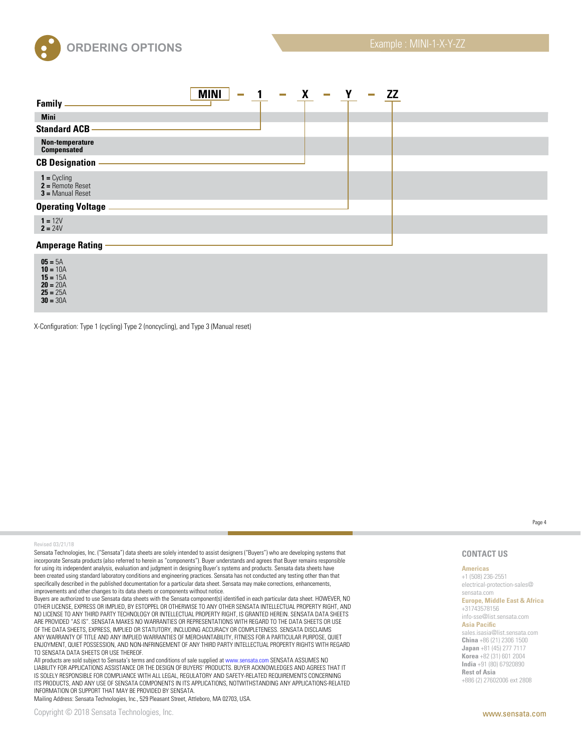# ORDERING OPTIONS

Example : MINI-1-X-Y-ZZ

**MINI** – **1** – **X** – **Y** – **ZZ**

**Family**

**Mini**

**Standard ACB**

**Non-temperature Compensated**

**CB Designation**

**1** = Cycling
**2** = Remote Reset
**3** = Manual Reset

**Operating Voltage**

**1** = 12V
**2** = 24V

**Amperage Rating**

**05** = 5A
**10** = 10A
**15** = 15A
**20** = 20A
**25** = 25A
**30** = 30A

X-Configuration: Type 1 (cycling) Type 2 (noncycling), and Type 3 (Manual reset)

Revised 03/21/18

Sensata Technologies, Inc. ("Sensata") data sheets are solely intended to assist designers ("Buyers") who are developing systems that incorporate Sensata products (also referred to herein as "components"). Buyer understands and agrees that Buyer remains responsible for using its independent analysis, evaluation and judgment in designing Buyer's systems and products. Sensata data sheets have been created using standard laboratory conditions and engineering practices. Sensata has not conducted any testing other than that specifically described in the published documentation for a particular data sheet. Sensata may make corrections, enhancements, improvements and other changes to its data sheets or components without notice.

Buyers are authorized to use Sensata data sheets with the Sensata component(s) identified in each particular data sheet. HOWEVER, NO OTHER LICENSE, EXPRESS OR IMPLIED, BY ESTOPPEL OR OTHERWISE TO ANY OTHER SENSATA INTELLECTUAL PROPERTY RIGHT, AND NO LICENSE TO ANY THIRD PARTY TECHNOLOGY OR INTELLECTUAL PROPERTY RIGHT, IS GRANTED HEREIN. SENSATA DATA SHEETS ARE PROVIDED "AS IS". SENSATA MAKES NO WARRANTIES OR REPRESENTATIONS WITH REGARD TO THE DATA SHEETS OR USE OF THE DATA SHEETS, EXPRESS, IMPLIED OR STATUTORY, INCLUDING ACCURACY OR COMPLETENESS. SENSATA DISCLAIMS ANY WARRANTY OF TITLE AND ANY IMPLIED WARRANTIES OF MERCHANTABILITY, FITNESS FOR A PARTICULAR PURPOSE, QUIET ENJOYMENT, QUIET POSSESSION, AND NON-INFRINGEMENT OF ANY THIRD PARTY INTELLECTUAL PROPERTY RIGHTS WITH REGARD TO SENSATA DATA SHEETS OR USE THEREOF.

All products are sold subject to Sensata's terms and conditions of sale supplied at www.sensata.com SENSATA ASSUMES NO LIABILITY FOR APPLICATIONS ASSISTANCE OR THE DESIGN OF BUYERS' PRODUCTS. BUYER ACKNOWLEDGES AND AGREES THAT IT IS SOLELY RESPONSIBLE FOR COMPLIANCE WITH ALL LEGAL, REGULATORY AND SAFETY-RELATED REQUIREMENTS CONCERNING ITS PRODUCTS, AND ANY USE OF SENSATA COMPONENTS IN ITS APPLICATIONS, NOTWITHSTANDING ANY APPLICATIONS-RELATED INFORMATION OR SUPPORT THAT MAY BE PROVIDED BY SENSATA.

Mailing Address: Sensata Technologies, Inc., 529 Pleasant Street, Attleboro, MA 02703, USA.

Copyright © 2018 Sensata Technologies, Inc.

## CONTACT US

**Americas**
+1 (508) 236-2551
electrical-protection-sales@sensata.com

**Europe, Middle East & Africa**
+31743578156
info-sse@list.sensata.com

**Asia Pacific**
sales.isasia@list.sensata.com
**China** +86 (21) 2306 1500
**Japan** +81 (45) 277 7117
**Korea** +82 (31) 601 2004
**India** +91 (80) 67920890
**Rest of Asia**
+886 (2) 27602006 ext 2808

www.sensata.com